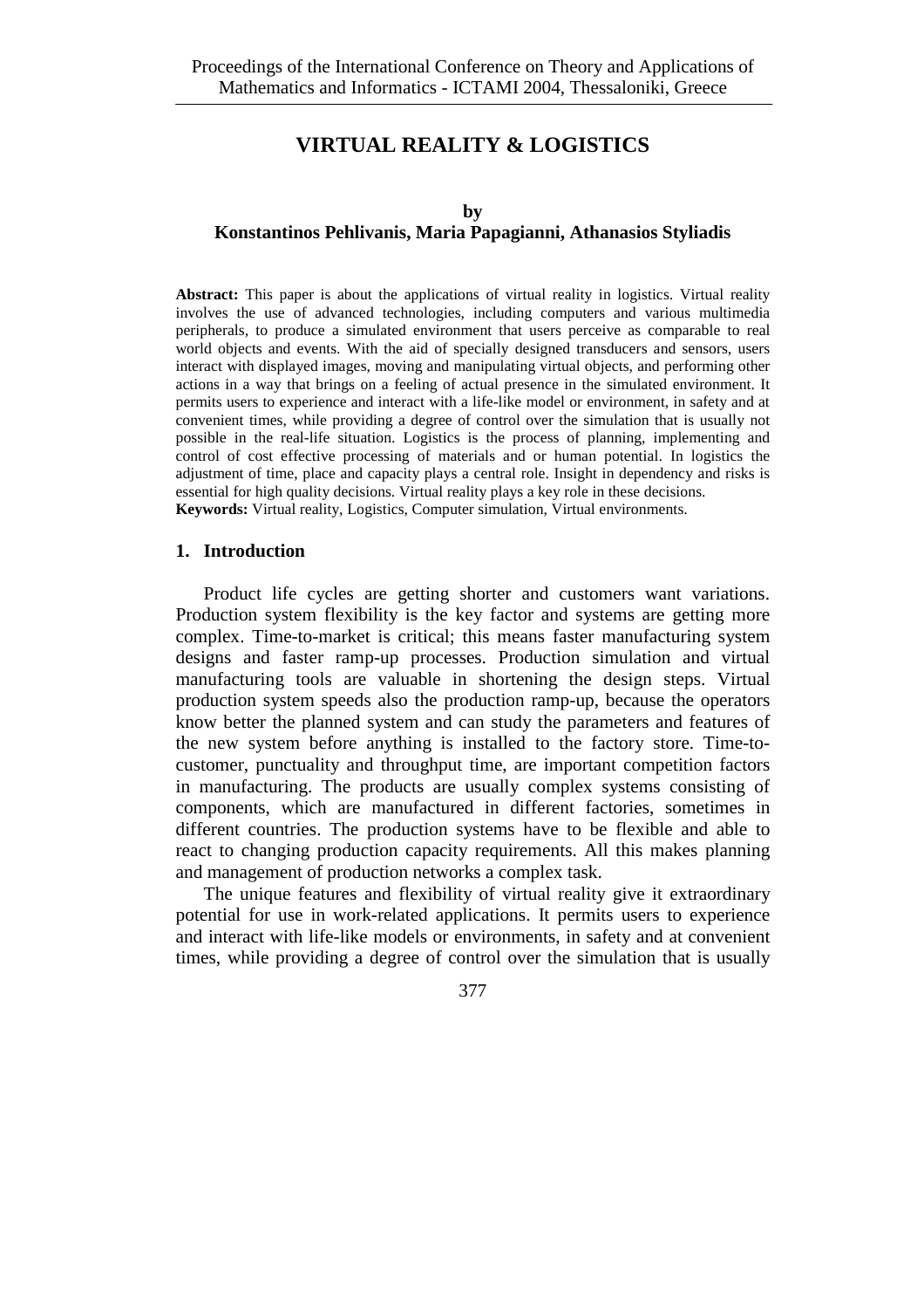# VIRTUAL REALITY & LOGISTICS

**by**
**Konstantinos Pehlivanis, Maria Papagianni, Athanasios Styliadis**

**Abstract:** This paper is about the applications of virtual reality in logistics. Virtual reality involves the use of advanced technologies, including computers and various multimedia peripherals, to produce a simulated environment that users perceive as comparable to real world objects and events. With the aid of specially designed transducers and sensors, users interact with displayed images, moving and manipulating virtual objects, and performing other actions in a way that brings on a feeling of actual presence in the simulated environment. It permits users to experience and interact with a life-like model or environment, in safety and at convenient times, while providing a degree of control over the simulation that is usually not possible in the real-life situation. Logistics is the process of planning, implementing and control of cost effective processing of materials and or human potential. In logistics the adjustment of time, place and capacity plays a central role. Insight in dependency and risks is essential for high quality decisions. Virtual reality plays a key role in these decisions.
**Keywords:** Virtual reality, Logistics, Computer simulation, Virtual environments.

## 1. Introduction

Product life cycles are getting shorter and customers want variations. Production system flexibility is the key factor and systems are getting more complex. Time-to-market is critical; this means faster manufacturing system designs and faster ramp-up processes. Production simulation and virtual manufacturing tools are valuable in shortening the design steps. Virtual production system speeds also the production ramp-up, because the operators know better the planned system and can study the parameters and features of the new system before anything is installed to the factory store. Time-to-customer, punctuality and throughput time, are important competition factors in manufacturing. The products are usually complex systems consisting of components, which are manufactured in different factories, sometimes in different countries. The production systems have to be flexible and able to react to changing production capacity requirements. All this makes planning and management of production networks a complex task.

The unique features and flexibility of virtual reality give it extraordinary potential for use in work-related applications. It permits users to experience and interact with life-like models or environments, in safety and at convenient times, while providing a degree of control over the simulation that is usually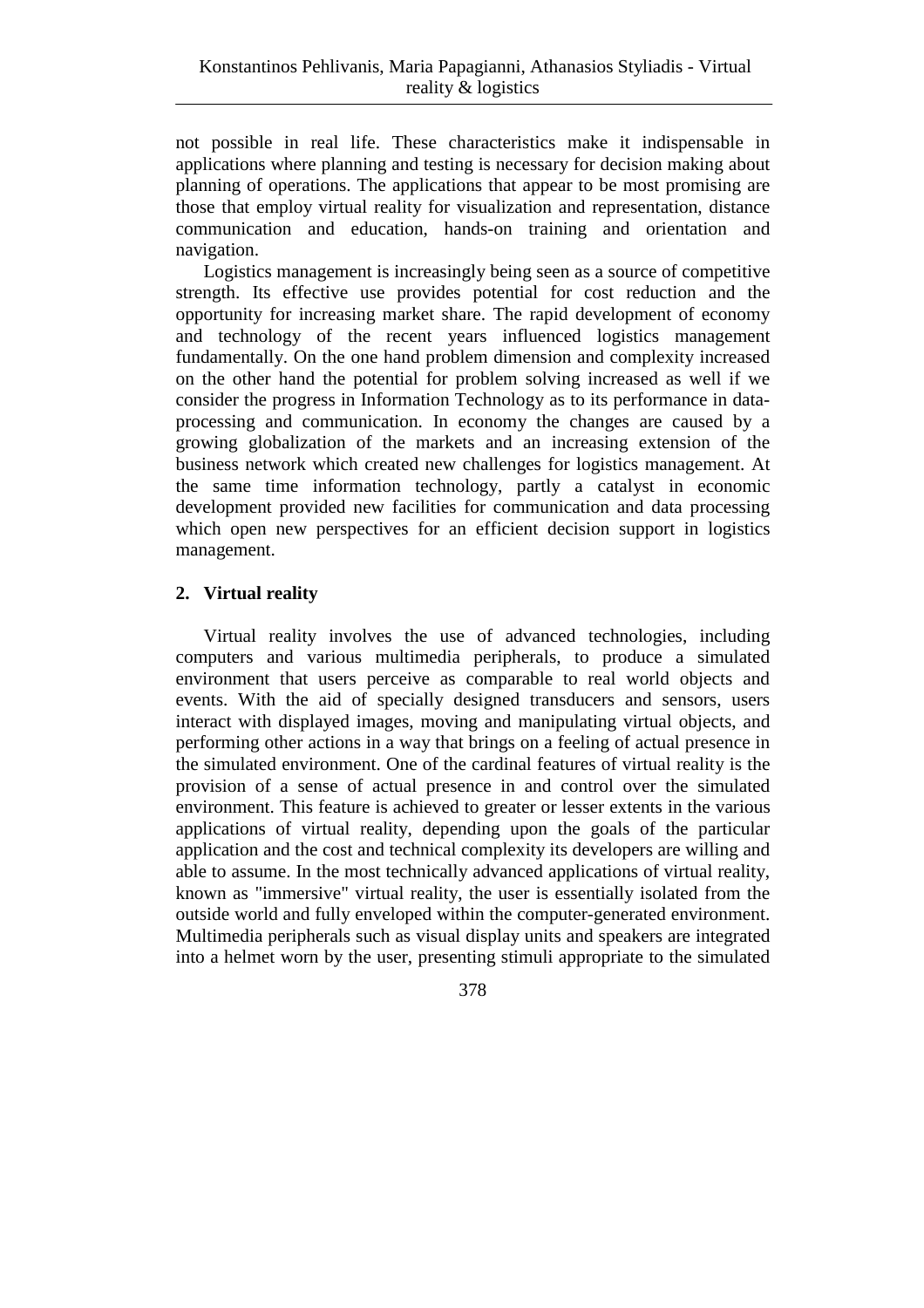not possible in real life. These characteristics make it indispensable in applications where planning and testing is necessary for decision making about planning of operations. The applications that appear to be most promising are those that employ virtual reality for visualization and representation, distance communication and education, hands-on training and orientation and navigation.

Logistics management is increasingly being seen as a source of competitive strength. Its effective use provides potential for cost reduction and the opportunity for increasing market share. The rapid development of economy and technology of the recent years influenced logistics management fundamentally. On the one hand problem dimension and complexity increased on the other hand the potential for problem solving increased as well if we consider the progress in Information Technology as to its performance in data-processing and communication. In economy the changes are caused by a growing globalization of the markets and an increasing extension of the business network which created new challenges for logistics management. At the same time information technology, partly a catalyst in economic development provided new facilities for communication and data processing which open new perspectives for an efficient decision support in logistics management.

## 2. Virtual reality

Virtual reality involves the use of advanced technologies, including computers and various multimedia peripherals, to produce a simulated environment that users perceive as comparable to real world objects and events. With the aid of specially designed transducers and sensors, users interact with displayed images, moving and manipulating virtual objects, and performing other actions in a way that brings on a feeling of actual presence in the simulated environment. One of the cardinal features of virtual reality is the provision of a sense of actual presence in and control over the simulated environment. This feature is achieved to greater or lesser extents in the various applications of virtual reality, depending upon the goals of the particular application and the cost and technical complexity its developers are willing and able to assume. In the most technically advanced applications of virtual reality, known as "immersive" virtual reality, the user is essentially isolated from the outside world and fully enveloped within the computer-generated environment. Multimedia peripherals such as visual display units and speakers are integrated into a helmet worn by the user, presenting stimuli appropriate to the simulated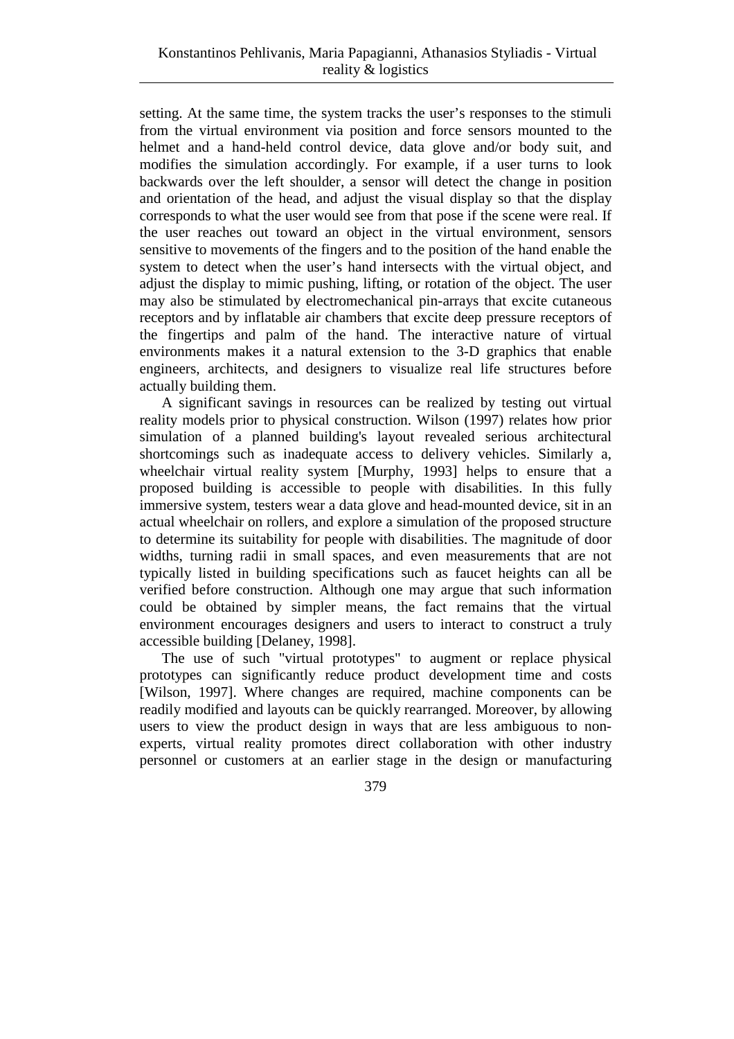setting. At the same time, the system tracks the user's responses to the stimuli from the virtual environment via position and force sensors mounted to the helmet and a hand-held control device, data glove and/or body suit, and modifies the simulation accordingly. For example, if a user turns to look backwards over the left shoulder, a sensor will detect the change in position and orientation of the head, and adjust the visual display so that the display corresponds to what the user would see from that pose if the scene were real. If the user reaches out toward an object in the virtual environment, sensors sensitive to movements of the fingers and to the position of the hand enable the system to detect when the user's hand intersects with the virtual object, and adjust the display to mimic pushing, lifting, or rotation of the object. The user may also be stimulated by electromechanical pin-arrays that excite cutaneous receptors and by inflatable air chambers that excite deep pressure receptors of the fingertips and palm of the hand. The interactive nature of virtual environments makes it a natural extension to the 3-D graphics that enable engineers, architects, and designers to visualize real life structures before actually building them.

A significant savings in resources can be realized by testing out virtual reality models prior to physical construction. Wilson (1997) relates how prior simulation of a planned building's layout revealed serious architectural shortcomings such as inadequate access to delivery vehicles. Similarly a, wheelchair virtual reality system [Murphy, 1993] helps to ensure that a proposed building is accessible to people with disabilities. In this fully immersive system, testers wear a data glove and head-mounted device, sit in an actual wheelchair on rollers, and explore a simulation of the proposed structure to determine its suitability for people with disabilities. The magnitude of door widths, turning radii in small spaces, and even measurements that are not typically listed in building specifications such as faucet heights can all be verified before construction. Although one may argue that such information could be obtained by simpler means, the fact remains that the virtual environment encourages designers and users to interact to construct a truly accessible building [Delaney, 1998].

The use of such "virtual prototypes" to augment or replace physical prototypes can significantly reduce product development time and costs [Wilson, 1997]. Where changes are required, machine components can be readily modified and layouts can be quickly rearranged. Moreover, by allowing users to view the product design in ways that are less ambiguous to non-experts, virtual reality promotes direct collaboration with other industry personnel or customers at an earlier stage in the design or manufacturing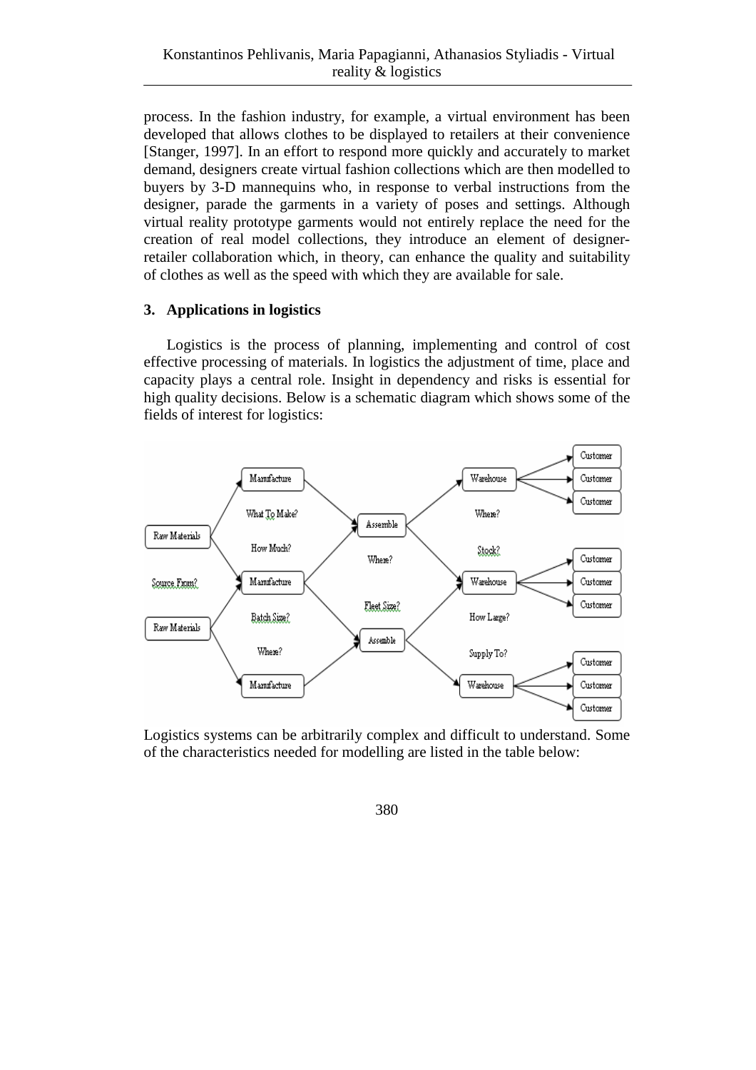process. In the fashion industry, for example, a virtual environment has been developed that allows clothes to be displayed to retailers at their convenience [Stanger, 1997]. In an effort to respond more quickly and accurately to market demand, designers create virtual fashion collections which are then modelled to buyers by 3-D mannequins who, in response to verbal instructions from the designer, parade the garments in a variety of poses and settings. Although virtual reality prototype garments would not entirely replace the need for the creation of real model collections, they introduce an element of designer-retailer collaboration which, in theory, can enhance the quality and suitability of clothes as well as the speed with which they are available for sale.

## 3. Applications in logistics

Logistics is the process of planning, implementing and control of cost effective processing of materials. In logistics the adjustment of time, place and capacity plays a central role. Insight in dependency and risks is essential for high quality decisions. Below is a schematic diagram which shows some of the fields of interest for logistics:

Logistics systems can be arbitrarily complex and difficult to understand. Some of the characteristics needed for modelling are listed in the table below: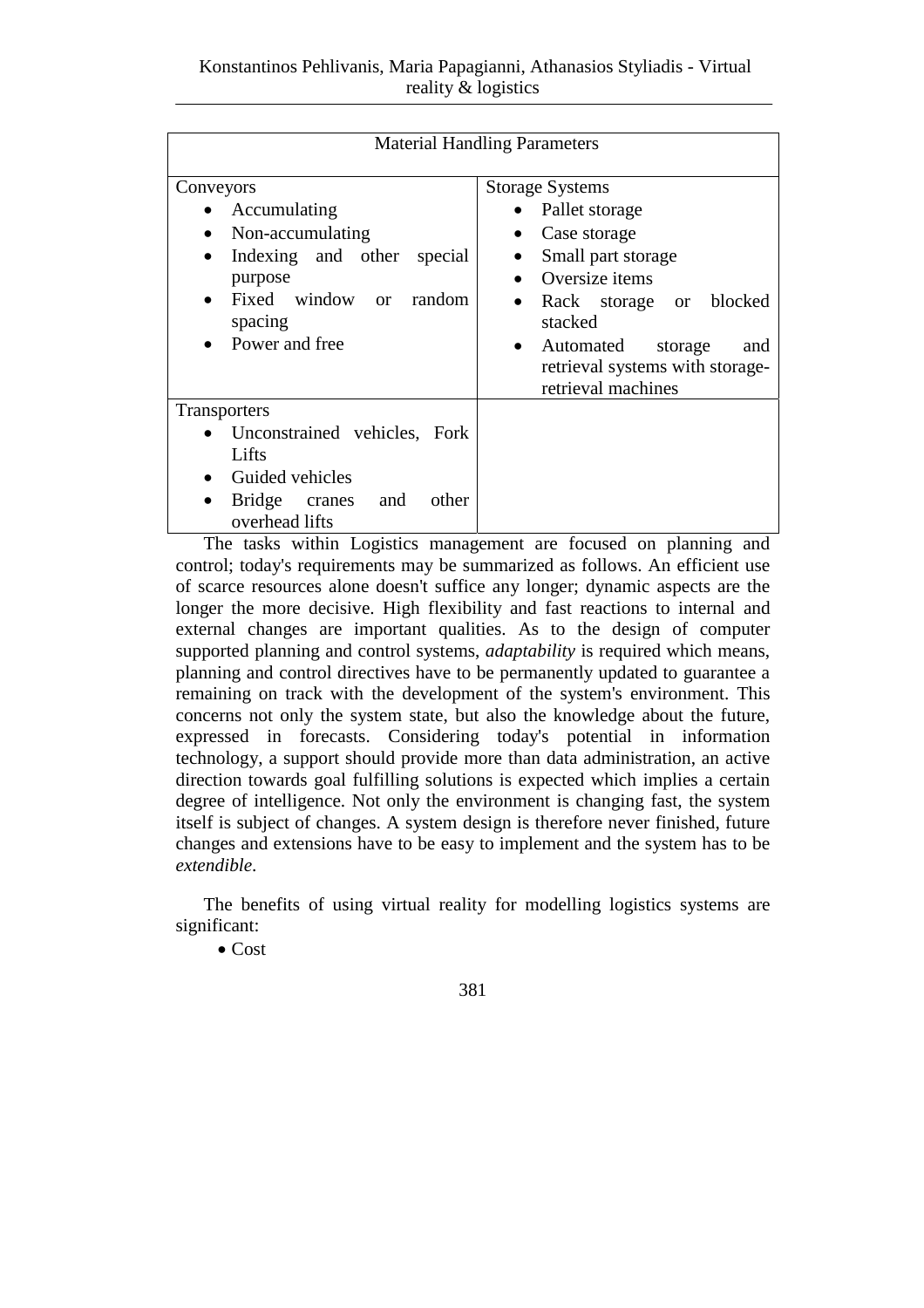| Material Handling Parameters | |
|---|---|
| Conveyors<br>• Accumulating<br>• Non-accumulating<br>• Indexing and other special purpose<br>• Fixed window or random spacing<br>• Power and free | Storage Systems<br>• Pallet storage<br>• Case storage<br>• Small part storage<br>• Oversize items<br>• Rack storage or blocked stacked<br>• Automated storage and retrieval systems with storage-retrieval machines |
| Transporters<br>• Unconstrained vehicles, Fork Lifts<br>• Guided vehicles<br>• Bridge cranes and other overhead lifts | |

The tasks within Logistics management are focused on planning and control; today's requirements may be summarized as follows. An efficient use of scarce resources alone doesn't suffice any longer; dynamic aspects are the longer the more decisive. High flexibility and fast reactions to internal and external changes are important qualities. As to the design of computer supported planning and control systems, *adaptability* is required which means, planning and control directives have to be permanently updated to guarantee a remaining on track with the development of the system's environment. This concerns not only the system state, but also the knowledge about the future, expressed in forecasts. Considering today's potential in information technology, a support should provide more than data administration, an active direction towards goal fulfilling solutions is expected which implies a certain degree of intelligence. Not only the environment is changing fast, the system itself is subject of changes. A system design is therefore never finished, future changes and extensions have to be easy to implement and the system has to be *extendible*.

The benefits of using virtual reality for modelling logistics systems are significant:

- Cost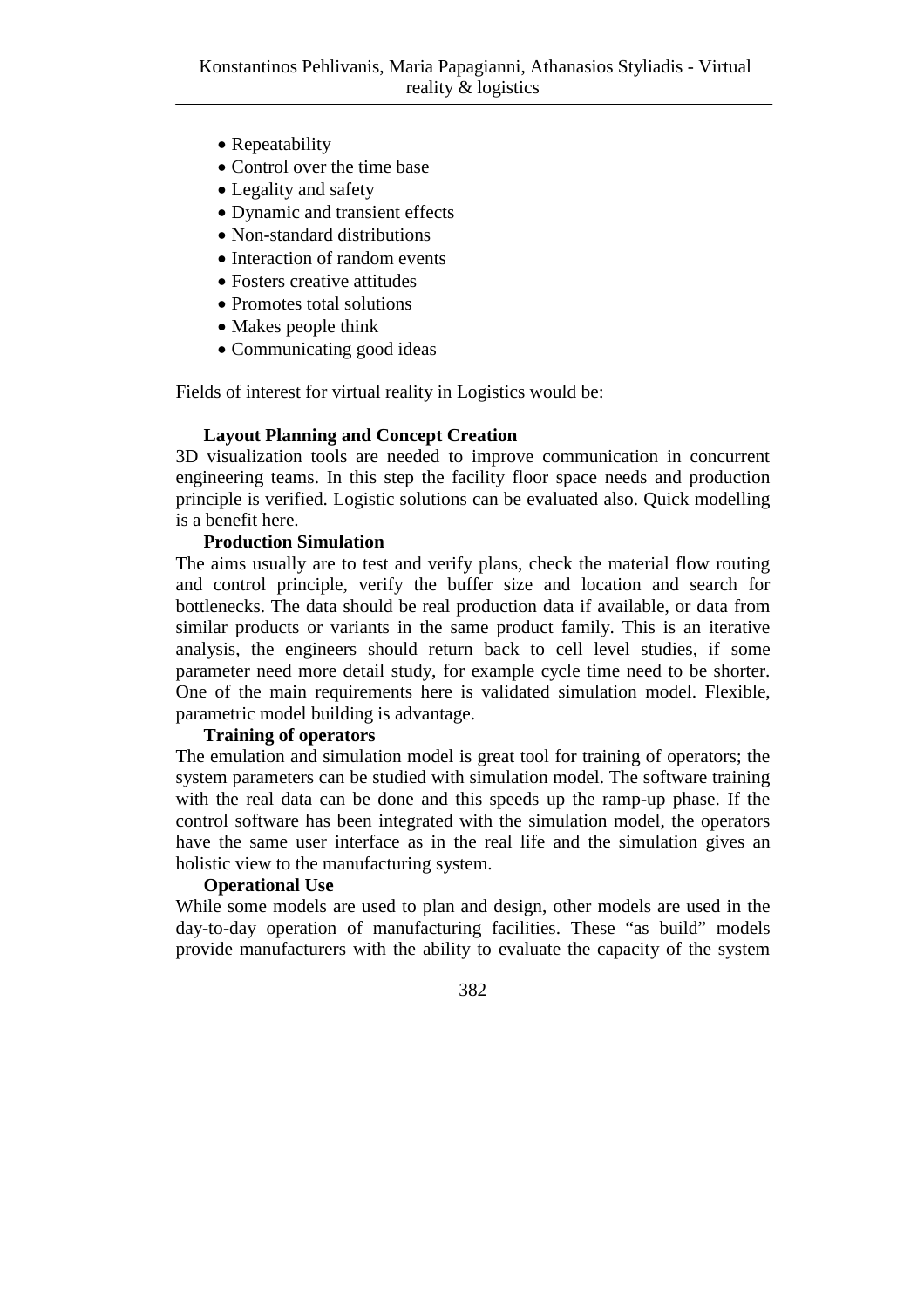- Repeatability
- Control over the time base
- Legality and safety
- Dynamic and transient effects
- Non-standard distributions
- Interaction of random events
- Fosters creative attitudes
- Promotes total solutions
- Makes people think
- Communicating good ideas

Fields of interest for virtual reality in Logistics would be:

**Layout Planning and Concept Creation**

3D visualization tools are needed to improve communication in concurrent engineering teams. In this step the facility floor space needs and production principle is verified. Logistic solutions can be evaluated also. Quick modelling is a benefit here.

**Production Simulation**

The aims usually are to test and verify plans, check the material flow routing and control principle, verify the buffer size and location and search for bottlenecks. The data should be real production data if available, or data from similar products or variants in the same product family. This is an iterative analysis, the engineers should return back to cell level studies, if some parameter need more detail study, for example cycle time need to be shorter. One of the main requirements here is validated simulation model. Flexible, parametric model building is advantage.

**Training of operators**

The emulation and simulation model is great tool for training of operators; the system parameters can be studied with simulation model. The software training with the real data can be done and this speeds up the ramp-up phase. If the control software has been integrated with the simulation model, the operators have the same user interface as in the real life and the simulation gives an holistic view to the manufacturing system.

**Operational Use**

While some models are used to plan and design, other models are used in the day-to-day operation of manufacturing facilities. These "as build" models provide manufacturers with the ability to evaluate the capacity of the system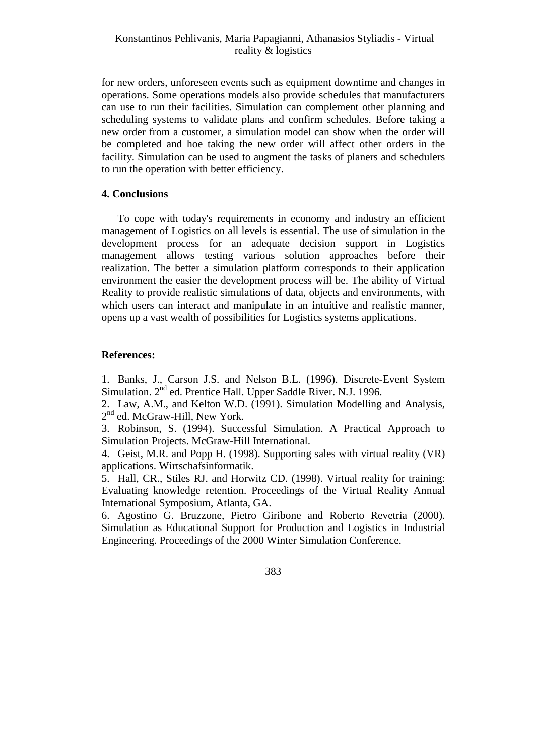for new orders, unforeseen events such as equipment downtime and changes in operations. Some operations models also provide schedules that manufacturers can use to run their facilities. Simulation can complement other planning and scheduling systems to validate plans and confirm schedules. Before taking a new order from a customer, a simulation model can show when the order will be completed and hoe taking the new order will affect other orders in the facility. Simulation can be used to augment the tasks of planers and schedulers to run the operation with better efficiency.

## 4. Conclusions

To cope with today's requirements in economy and industry an efficient management of Logistics on all levels is essential. The use of simulation in the development process for an adequate decision support in Logistics management allows testing various solution approaches before their realization. The better a simulation platform corresponds to their application environment the easier the development process will be. The ability of Virtual Reality to provide realistic simulations of data, objects and environments, with which users can interact and manipulate in an intuitive and realistic manner, opens up a vast wealth of possibilities for Logistics systems applications.

## References:

1. Banks, J., Carson J.S. and Nelson B.L. (1996). Discrete-Event System Simulation. 2nd ed. Prentice Hall. Upper Saddle River. N.J. 1996.
2. Law, A.M., and Kelton W.D. (1991). Simulation Modelling and Analysis, 2nd ed. McGraw-Hill, New York.
3. Robinson, S. (1994). Successful Simulation. A Practical Approach to Simulation Projects. McGraw-Hill International.
4. Geist, M.R. and Popp H. (1998). Supporting sales with virtual reality (VR) applications. Wirtschafsinformatik.
5. Hall, CR., Stiles RJ. and Horwitz CD. (1998). Virtual reality for training: Evaluating knowledge retention. Proceedings of the Virtual Reality Annual International Symposium, Atlanta, GA.
6. Agostino G. Bruzzone, Pietro Giribone and Roberto Revetria (2000). Simulation as Educational Support for Production and Logistics in Industrial Engineering. Proceedings of the 2000 Winter Simulation Conference.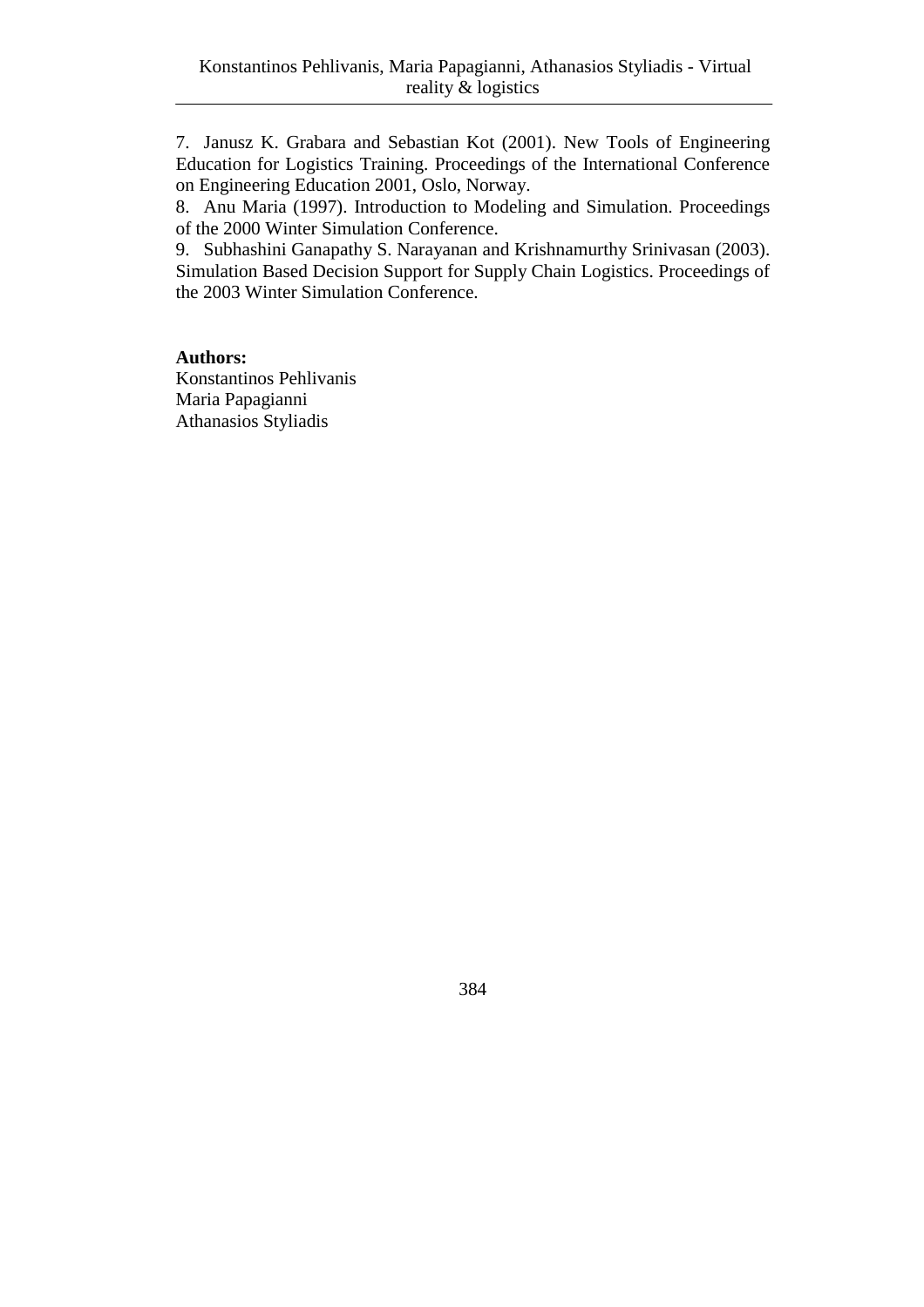7. Janusz K. Grabara and Sebastian Kot (2001). New Tools of Engineering Education for Logistics Training. Proceedings of the International Conference on Engineering Education 2001, Oslo, Norway.
8. Anu Maria (1997). Introduction to Modeling and Simulation. Proceedings of the 2000 Winter Simulation Conference.
9. Subhashini Ganapathy S. Narayanan and Krishnamurthy Srinivasan (2003). Simulation Based Decision Support for Supply Chain Logistics. Proceedings of the 2003 Winter Simulation Conference.

**Authors:**
Konstantinos Pehlivanis
Maria Papagianni
Athanasios Styliadis